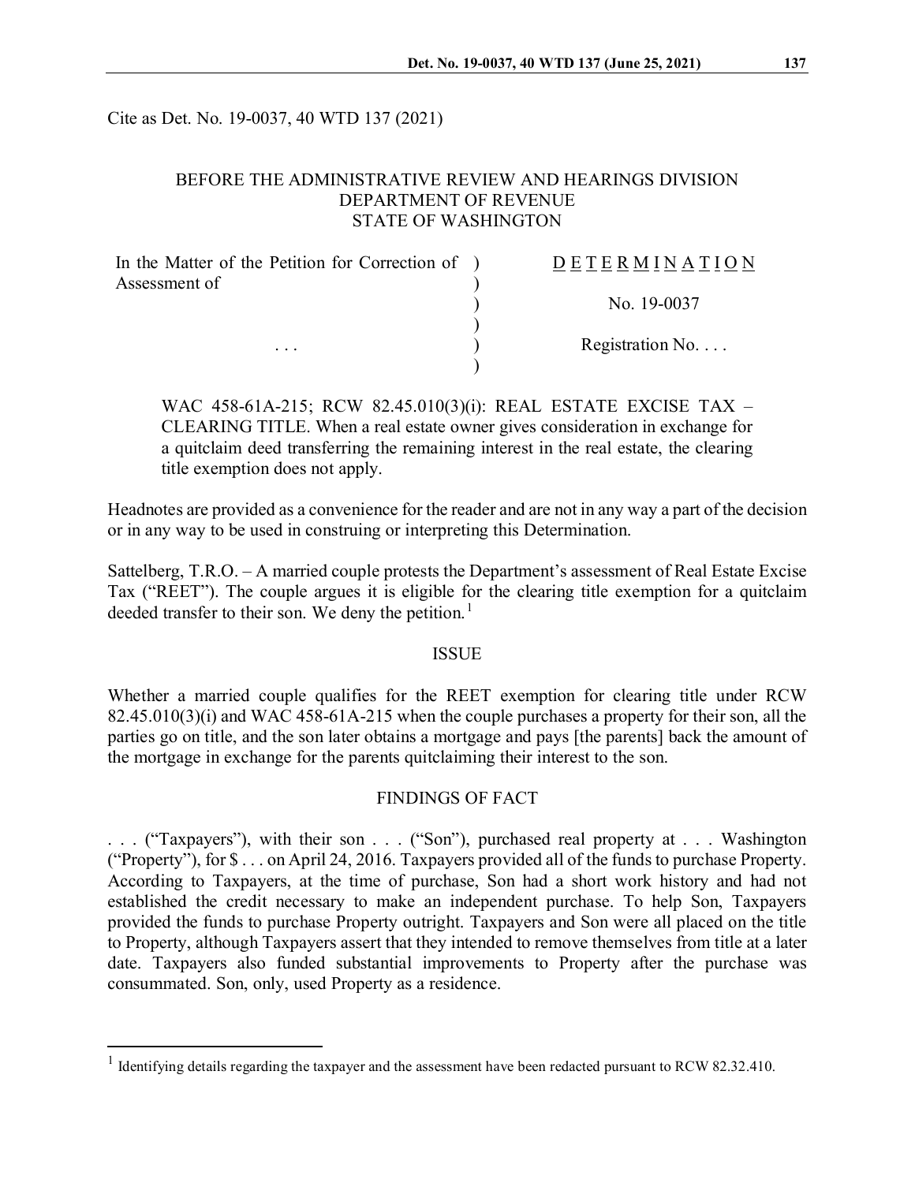Cite as Det. No. 19-0037, 40 WTD 137 (2021)

BEFORE THE ADMINISTRATIVE REVIEW AND HEARINGS DIVISION
DEPARTMENT OF REVENUE
STATE OF WASHINGTON

| In the Matter of the Petition for Correction of Assessment of | ) | DETERMINATION |
|---|---|---|
| | ) | No. 19-0037 |
| . . . | ) | Registration No. . . . |

WAC 458-61A-215; RCW 82.45.010(3)(i): REAL ESTATE EXCISE TAX – CLEARING TITLE. When a real estate owner gives consideration in exchange for a quitclaim deed transferring the remaining interest in the real estate, the clearing title exemption does not apply.

Headnotes are provided as a convenience for the reader and are not in any way a part of the decision or in any way to be used in construing or interpreting this Determination.

Sattelberg, T.R.O. – A married couple protests the Department's assessment of Real Estate Excise Tax ("REET"). The couple argues it is eligible for the clearing title exemption for a quitclaim deeded transfer to their son. We deny the petition.[1]

## ISSUE

Whether a married couple qualifies for the REET exemption for clearing title under RCW 82.45.010(3)(i) and WAC 458-61A-215 when the couple purchases a property for their son, all the parties go on title, and the son later obtains a mortgage and pays [the parents] back the amount of the mortgage in exchange for the parents quitclaiming their interest to the son.

## FINDINGS OF FACT

. . . ("Taxpayers"), with their son . . . ("Son"), purchased real property at . . . Washington ("Property"), for $ . . . on April 24, 2016. Taxpayers provided all of the funds to purchase Property. According to Taxpayers, at the time of purchase, Son had a short work history and had not established the credit necessary to make an independent purchase. To help Son, Taxpayers provided the funds to purchase Property outright. Taxpayers and Son were all placed on the title to Property, although Taxpayers assert that they intended to remove themselves from title at a later date. Taxpayers also funded substantial improvements to Property after the purchase was consummated. Son, only, used Property as a residence.

---

[1] Identifying details regarding the taxpayer and the assessment have been redacted pursuant to RCW 82.32.410.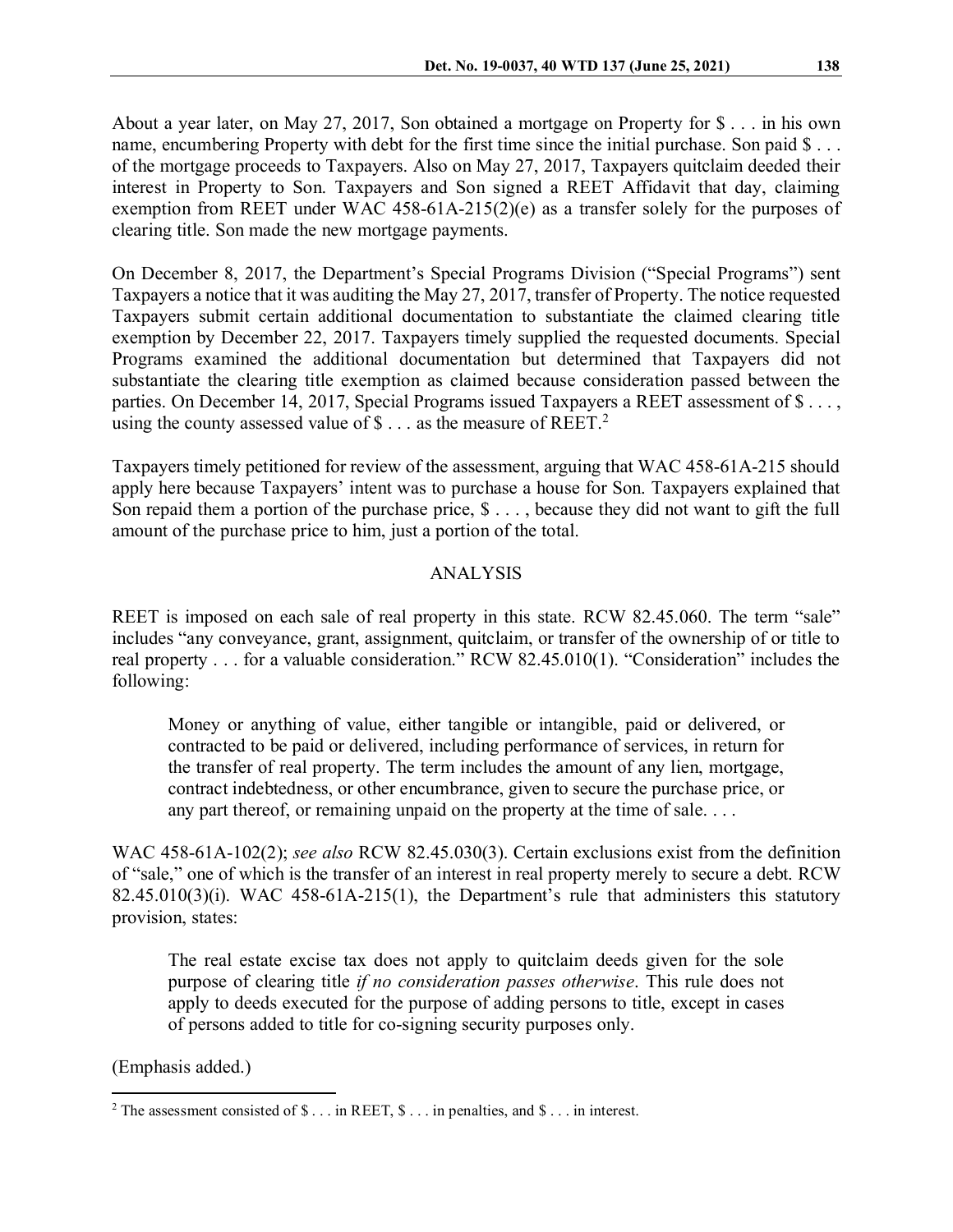About a year later, on May 27, 2017, Son obtained a mortgage on Property for $ . . . in his own name, encumbering Property with debt for the first time since the initial purchase. Son paid $ . . . of the mortgage proceeds to Taxpayers. Also on May 27, 2017, Taxpayers quitclaim deeded their interest in Property to Son. Taxpayers and Son signed a REET Affidavit that day, claiming exemption from REET under WAC 458-61A-215(2)(e) as a transfer solely for the purposes of clearing title. Son made the new mortgage payments.

On December 8, 2017, the Department's Special Programs Division ("Special Programs") sent Taxpayers a notice that it was auditing the May 27, 2017, transfer of Property. The notice requested Taxpayers submit certain additional documentation to substantiate the claimed clearing title exemption by December 22, 2017. Taxpayers timely supplied the requested documents. Special Programs examined the additional documentation but determined that Taxpayers did not substantiate the clearing title exemption as claimed because consideration passed between the parties. On December 14, 2017, Special Programs issued Taxpayers a REET assessment of $ . . . , using the county assessed value of $ . . . as the measure of REET.[2]

Taxpayers timely petitioned for review of the assessment, arguing that WAC 458-61A-215 should apply here because Taxpayers' intent was to purchase a house for Son. Taxpayers explained that Son repaid them a portion of the purchase price, $ . . . , because they did not want to gift the full amount of the purchase price to him, just a portion of the total.

## ANALYSIS

REET is imposed on each sale of real property in this state. RCW 82.45.060. The term "sale" includes "any conveyance, grant, assignment, quitclaim, or transfer of the ownership of or title to real property . . . for a valuable consideration." RCW 82.45.010(1). "Consideration" includes the following:

> Money or anything of value, either tangible or intangible, paid or delivered, or contracted to be paid or delivered, including performance of services, in return for the transfer of real property. The term includes the amount of any lien, mortgage, contract indebtedness, or other encumbrance, given to secure the purchase price, or any part thereof, or remaining unpaid on the property at the time of sale. . . .

WAC 458-61A-102(2); *see also* RCW 82.45.030(3). Certain exclusions exist from the definition of "sale," one of which is the transfer of an interest in real property merely to secure a debt. RCW 82.45.010(3)(i). WAC 458-61A-215(1), the Department's rule that administers this statutory provision, states:

> The real estate excise tax does not apply to quitclaim deeds given for the sole purpose of clearing title *if no consideration passes otherwise*. This rule does not apply to deeds executed for the purpose of adding persons to title, except in cases of persons added to title for co-signing security purposes only.

(Emphasis added.)

[2] The assessment consisted of $ . . . in REET, $ . . . in penalties, and $ . . . in interest.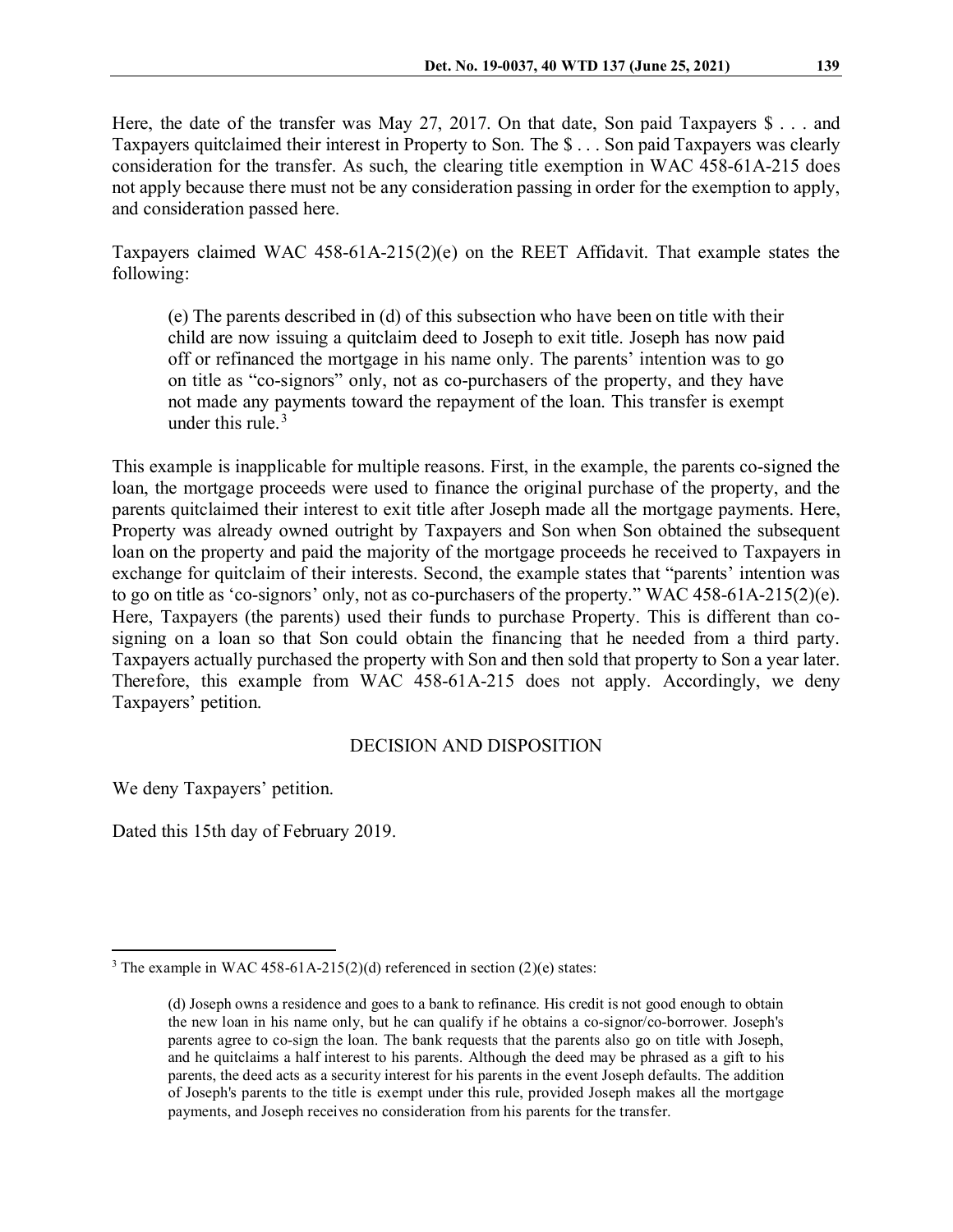Here, the date of the transfer was May 27, 2017. On that date, Son paid Taxpayers $ . . . and Taxpayers quitclaimed their interest in Property to Son. The $ . . . Son paid Taxpayers was clearly consideration for the transfer. As such, the clearing title exemption in WAC 458-61A-215 does not apply because there must not be any consideration passing in order for the exemption to apply, and consideration passed here.

Taxpayers claimed WAC 458-61A-215(2)(e) on the REET Affidavit. That example states the following:

> (e) The parents described in (d) of this subsection who have been on title with their child are now issuing a quitclaim deed to Joseph to exit title. Joseph has now paid off or refinanced the mortgage in his name only. The parents' intention was to go on title as "co-signors" only, not as co-purchasers of the property, and they have not made any payments toward the repayment of the loan. This transfer is exempt under this rule.[3]

This example is inapplicable for multiple reasons. First, in the example, the parents co-signed the loan, the mortgage proceeds were used to finance the original purchase of the property, and the parents quitclaimed their interest to exit title after Joseph made all the mortgage payments. Here, Property was already owned outright by Taxpayers and Son when Son obtained the subsequent loan on the property and paid the majority of the mortgage proceeds he received to Taxpayers in exchange for quitclaim of their interests. Second, the example states that "parents' intention was to go on title as 'co-signors' only, not as co-purchasers of the property." WAC 458-61A-215(2)(e). Here, Taxpayers (the parents) used their funds to purchase Property. This is different than co-signing on a loan so that Son could obtain the financing that he needed from a third party. Taxpayers actually purchased the property with Son and then sold that property to Son a year later. Therefore, this example from WAC 458-61A-215 does not apply. Accordingly, we deny Taxpayers' petition.

## DECISION AND DISPOSITION

We deny Taxpayers' petition.

Dated this 15th day of February 2019.

---

[3] The example in WAC 458-61A-215(2)(d) referenced in section (2)(e) states:

> (d) Joseph owns a residence and goes to a bank to refinance. His credit is not good enough to obtain the new loan in his name only, but he can qualify if he obtains a co-signor/co-borrower. Joseph's parents agree to co-sign the loan. The bank requests that the parents also go on title with Joseph, and he quitclaims a half interest to his parents. Although the deed may be phrased as a gift to his parents, the deed acts as a security interest for his parents in the event Joseph defaults. The addition of Joseph's parents to the title is exempt under this rule, provided Joseph makes all the mortgage payments, and Joseph receives no consideration from his parents for the transfer.